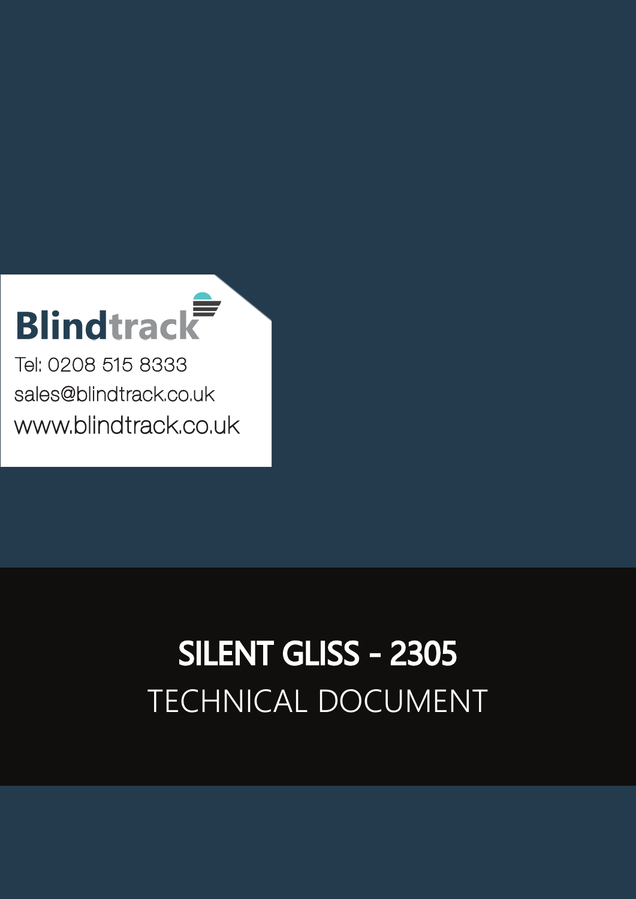Blindtrack

Tel: 0208 515 8333

sales@blindtrack.co.uk

www.blindtrack.co.uk

# SILENT GLISS - 2305

## TECHNICAL DOCUMENT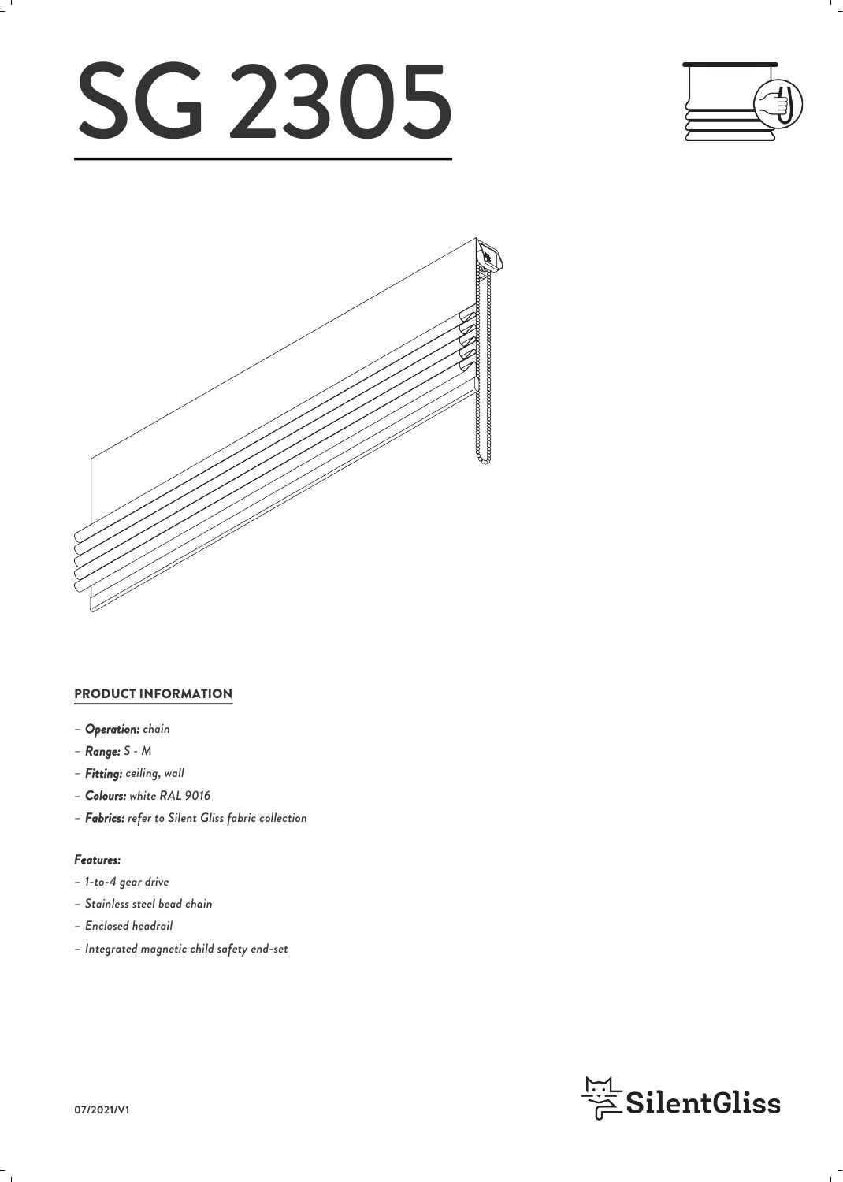# SG 2305

## PRODUCT INFORMATION

- *__Operation:__ chain*
- *__Range:__ S - M*
- *__Fitting:__ ceiling, wall*
- *__Colours:__ white RAL 9016*
- *__Fabrics:__ refer to Silent Gliss fabric collection*

### *Features:*

- *1-to-4 gear drive*
- *Stainless steel bead chain*
- *Enclosed headrail*
- *Integrated magnetic child safety end-set*

**07/2021/V1**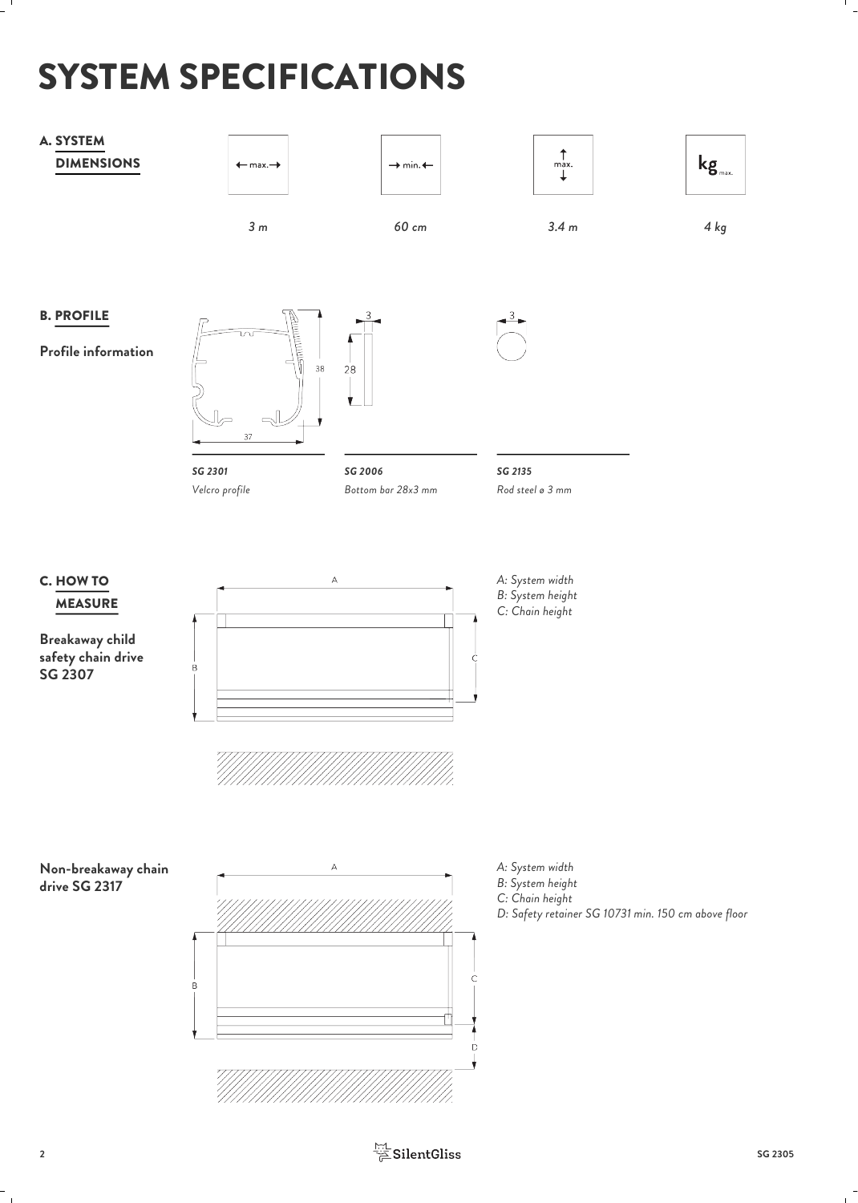# SYSTEM SPECIFICATIONS

## A. SYSTEM DIMENSIONS

| ← max. → | → min. ← | ↕ max. | kg max. |
| --- | --- | --- | --- |
| *3 m* | *60 cm* | *3.4 m* | *4 kg* |

## B. PROFILE

**Profile information**

*SG 2301*
*Velcro profile*

*SG 2006*
*Bottom bar 28x3 mm*

*SG 2135*
*Rod steel ø 3 mm*

## C. HOW TO MEASURE

**Breakaway child safety chain drive SG 2307**

*A: System width*
*B: System height*
*C: Chain height*

**Non-breakaway chain drive SG 2317**

*A: System width*
*B: System height*
*C: Chain height*
*D: Safety retainer SG 10731 min. 150 cm above floor*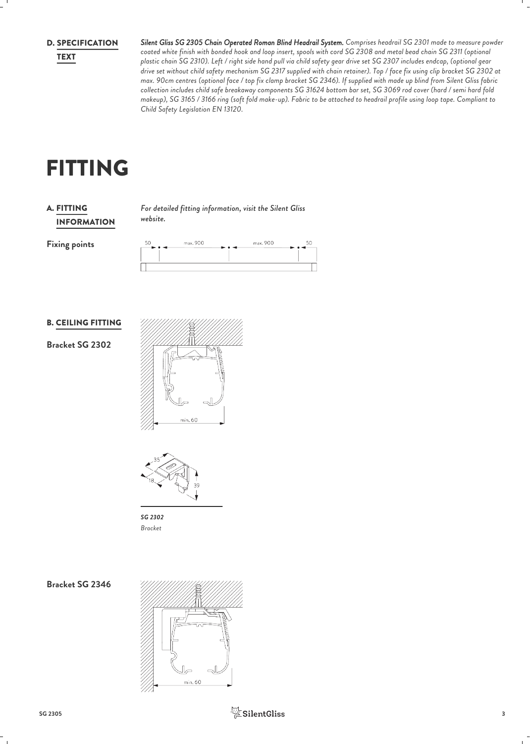## D. SPECIFICATION TEXT

***Silent Gliss SG 2305 Chain Operated Roman Blind Headrail System.*** *Comprises headrail SG 2301 made to measure powder coated white finish with bonded hook and loop insert, spools with cord SG 2308 and metal bead chain SG 2311 (optional plastic chain SG 2310). Left / right side hand pull via child safety gear drive set SG 2307 includes endcap, (optional gear drive set without child safety mechanism SG 2317 supplied with chain retainer). Top / face fix using clip bracket SG 2302 at max. 90cm centres (optional face / top fix clamp bracket SG 2346). If supplied with made up blind from Silent Gliss fabric collection includes child safe breakaway components SG 31624 bottom bar set, SG 3069 rod cover (hard / semi hard fold makeup), SG 3165 / 3166 ring (soft fold make-up). Fabric to be attached to headrail profile using loop tape. Compliant to Child Safety Legislation EN 13120.*

# FITTING

## A. FITTING INFORMATION

*For detailed fitting information, visit the Silent Gliss website.*

**Fixing points**

50 max. 900 max. 900 50

## B. CEILING FITTING

**Bracket SG 2302**

min. 60

35 18 39

***SG 2302***
*Bracket*

**Bracket SG 2346**

min. 60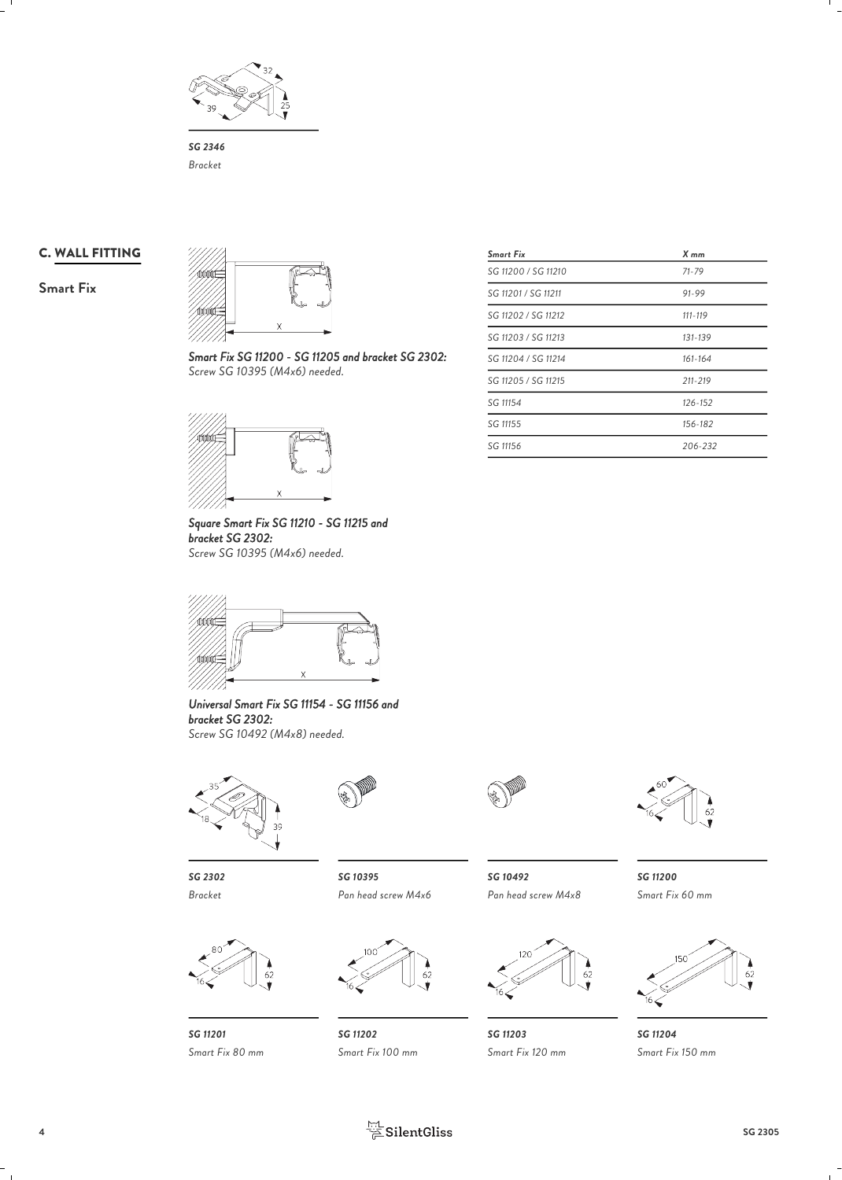*SG 2346*

*Bracket*

## C. WALL FITTING

### Smart Fix

***Smart Fix SG 11200 - SG 11205 and bracket SG 2302:***
*Screw SG 10395 (M4x6) needed.*

***Square Smart Fix SG 11210 - SG 11215 and bracket SG 2302:***
*Screw SG 10395 (M4x6) needed.*

***Universal Smart Fix SG 11154 - SG 11156 and bracket SG 2302:***
*Screw SG 10492 (M4x8) needed.*

| *Smart Fix* | *X mm* |
| --- | --- |
| SG 11200 / SG 11210 | 71-79 |
| SG 11201 / SG 11211 | 91-99 |
| SG 11202 / SG 11212 | 111-119 |
| SG 11203 / SG 11213 | 131-139 |
| SG 11204 / SG 11214 | 161-164 |
| SG 11205 / SG 11215 | 211-219 |
| SG 11154 | 126-152 |
| SG 11155 | 156-182 |
| SG 11156 | 206-232 |

*SG 2302*
*Bracket*

*SG 10395*
*Pan head screw M4x6*

*SG 10492*
*Pan head screw M4x8*

*SG 11200*
*Smart Fix 60 mm*

*SG 11201*
*Smart Fix 80 mm*

*SG 11202*
*Smart Fix 100 mm*

*SG 11203*
*Smart Fix 120 mm*

*SG 11204*
*Smart Fix 150 mm*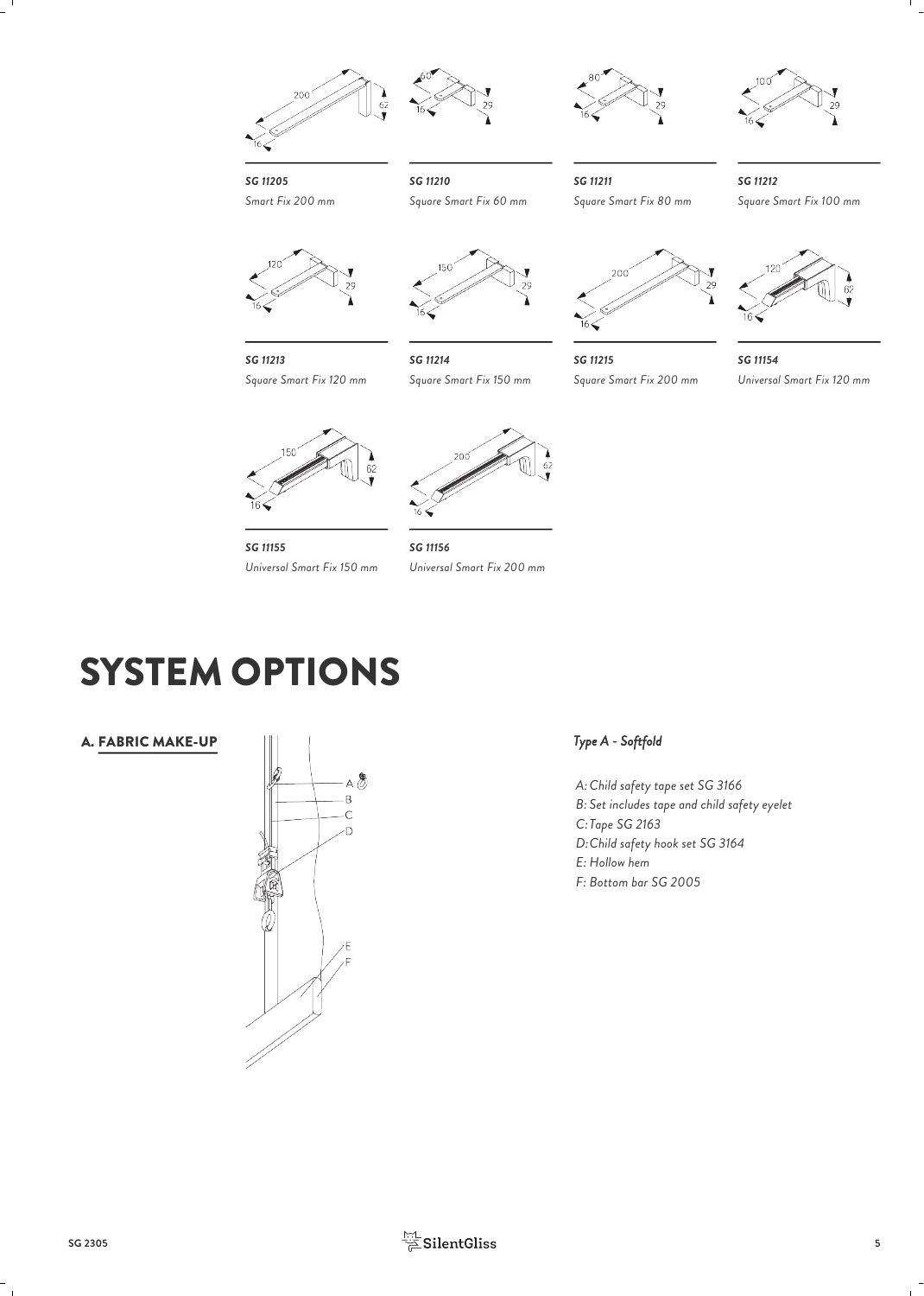**SG 11205**
*Smart Fix 200 mm*

**SG 11210**
*Square Smart Fix 60 mm*

**SG 11211**
*Square Smart Fix 80 mm*

**SG 11212**
*Square Smart Fix 100 mm*

**SG 11213**
*Square Smart Fix 120 mm*

**SG 11214**
*Square Smart Fix 150 mm*

**SG 11215**
*Square Smart Fix 200 mm*

**SG 11154**
*Universal Smart Fix 120 mm*

**SG 11155**
*Universal Smart Fix 150 mm*

**SG 11156**
*Universal Smart Fix 200 mm*

# SYSTEM OPTIONS

## A. FABRIC MAKE-UP

### *Type A - Softfold*

*A: Child safety tape set SG 3166*
*B: Set includes tape and child safety eyelet*
*C: Tape SG 2163*
*D: Child safety hook set SG 3164*
*E: Hollow hem*
*F: Bottom bar SG 2005*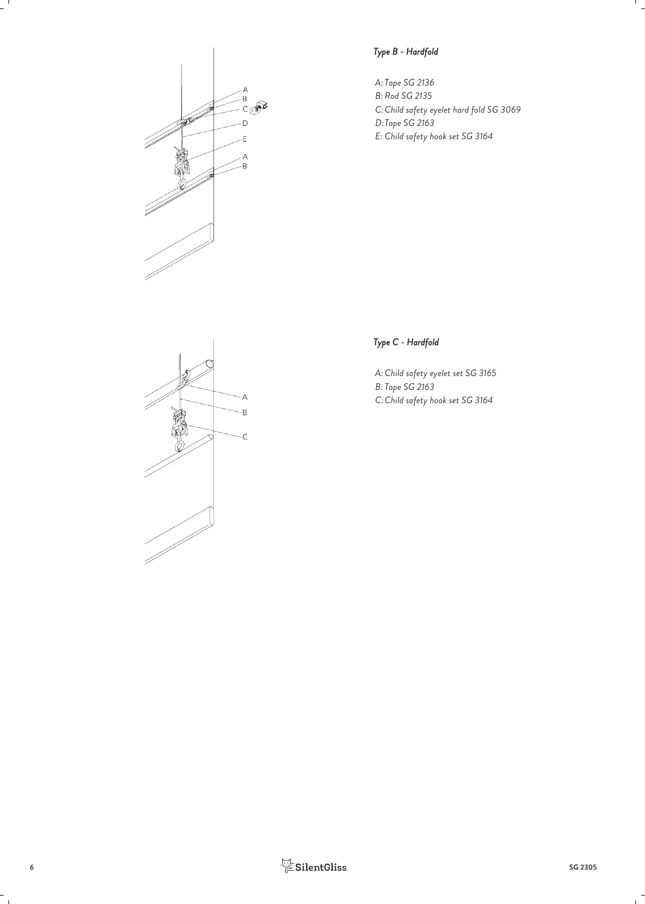### *Type B - Hardfold*

*A: Tape SG 2136*
*B: Rod SG 2135*
*C: Child safety eyelet hard fold SG 3069*
*D: Tape SG 2163*
*E: Child safety hook set SG 3164*

### *Type C - Hardfold*

*A: Child safety eyelet set SG 3165*
*B: Tape SG 2163*
*C: Child safety hook set SG 3164*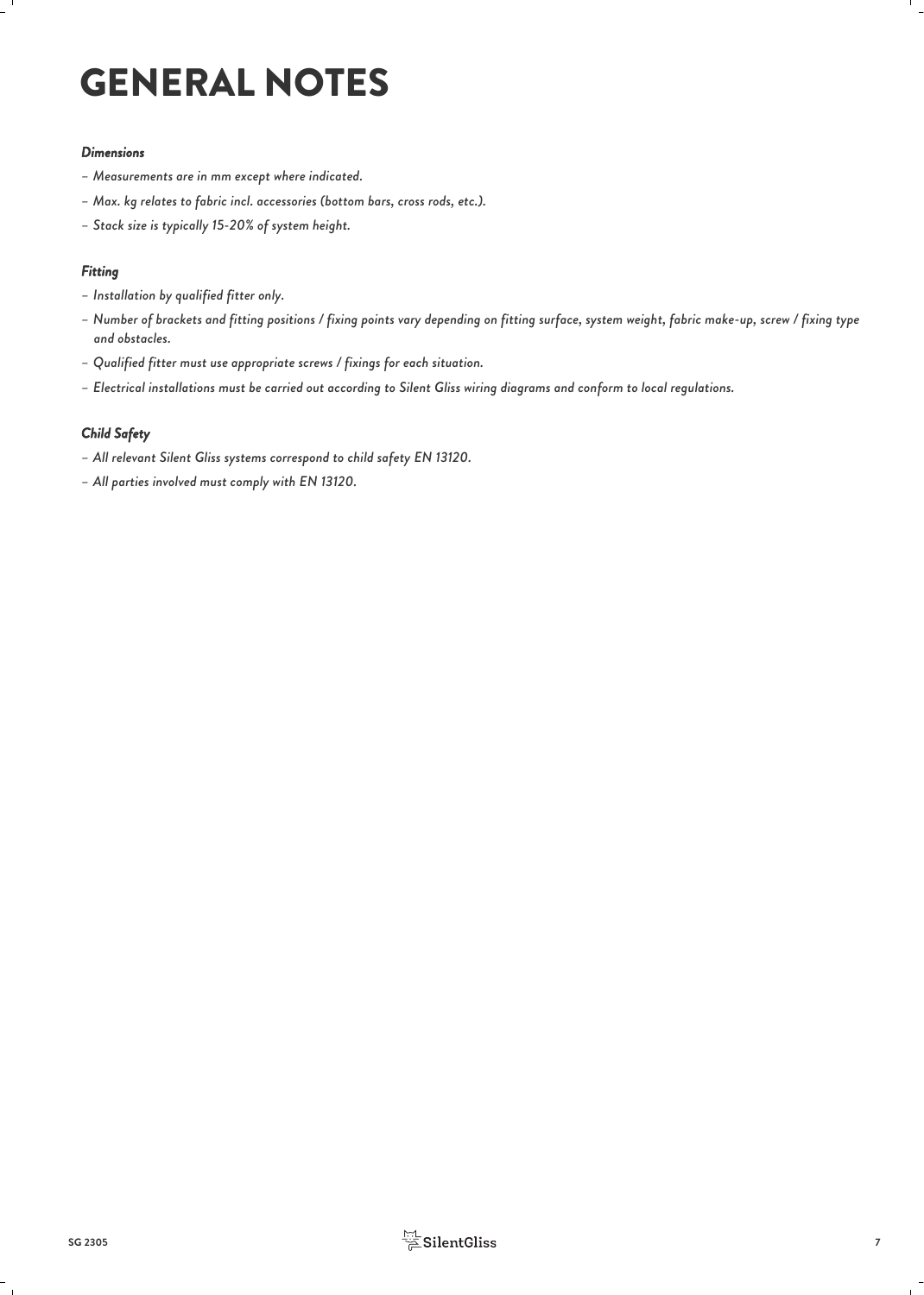# GENERAL NOTES

***Dimensions***

- *Measurements are in mm except where indicated.*
- *Max. kg relates to fabric incl. accessories (bottom bars, cross rods, etc.).*
- *Stack size is typically 15-20% of system height.*

***Fitting***

- *Installation by qualified fitter only.*
- *Number of brackets and fitting positions / fixing points vary depending on fitting surface, system weight, fabric make-up, screw / fixing type and obstacles.*
- *Qualified fitter must use appropriate screws / fixings for each situation.*
- *Electrical installations must be carried out according to Silent Gliss wiring diagrams and conform to local regulations.*

***Child Safety***

- *All relevant Silent Gliss systems correspond to child safety EN 13120.*
- *All parties involved must comply with EN 13120.*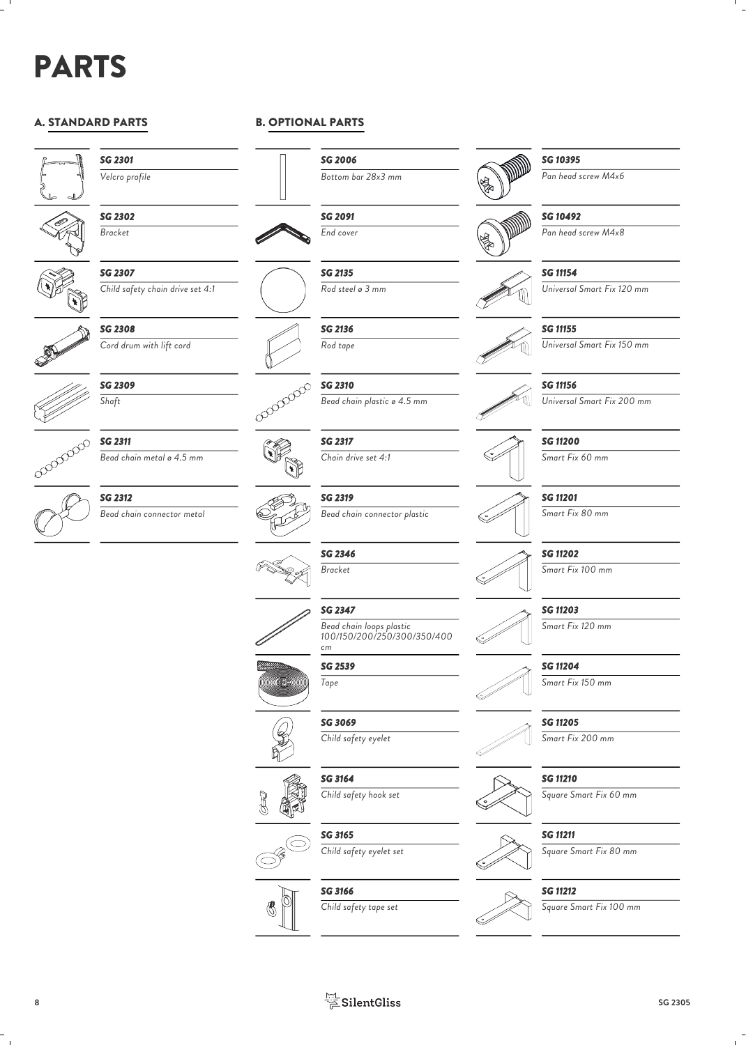# PARTS

## A. STANDARD PARTS

| Part no. | Description |
| --- | --- |
| *SG 2301* | *Velcro profile* |
| *SG 2302* | *Bracket* |
| *SG 2307* | *Child safety chain drive set 4:1* |
| *SG 2308* | *Cord drum with lift cord* |
| *SG 2309* | *Shaft* |
| *SG 2311* | *Bead chain metal ø 4.5 mm* |
| *SG 2312* | *Bead chain connector metal* |

## B. OPTIONAL PARTS

| Part no. | Description |
| --- | --- |
| *SG 2006* | *Bottom bar 28x3 mm* |
| *SG 2091* | *End cover* |
| *SG 2135* | *Rod steel ø 3 mm* |
| *SG 2136* | *Rod tape* |
| *SG 2310* | *Bead chain plastic ø 4.5 mm* |
| *SG 2317* | *Chain drive set 4:1* |
| *SG 2319* | *Bead chain connector plastic* |
| *SG 2346* | *Bracket* |
| *SG 2347* | *Bead chain loops plastic 100/150/200/250/300/350/400 cm* |
| *SG 2539* | *Tape* |
| *SG 3069* | *Child safety eyelet* |
| *SG 3164* | *Child safety hook set* |
| *SG 3165* | *Child safety eyelet set* |
| *SG 3166* | *Child safety tape set* |
| *SG 10395* | *Pan head screw M4x6* |
| *SG 10492* | *Pan head screw M4x8* |
| *SG 11154* | *Universal Smart Fix 120 mm* |
| *SG 11155* | *Universal Smart Fix 150 mm* |
| *SG 11156* | *Universal Smart Fix 200 mm* |
| *SG 11200* | *Smart Fix 60 mm* |
| *SG 11201* | *Smart Fix 80 mm* |
| *SG 11202* | *Smart Fix 100 mm* |
| *SG 11203* | *Smart Fix 120 mm* |
| *SG 11204* | *Smart Fix 150 mm* |
| *SG 11205* | *Smart Fix 200 mm* |
| *SG 11210* | *Square Smart Fix 60 mm* |
| *SG 11211* | *Square Smart Fix 80 mm* |
| *SG 11212* | *Square Smart Fix 100 mm* |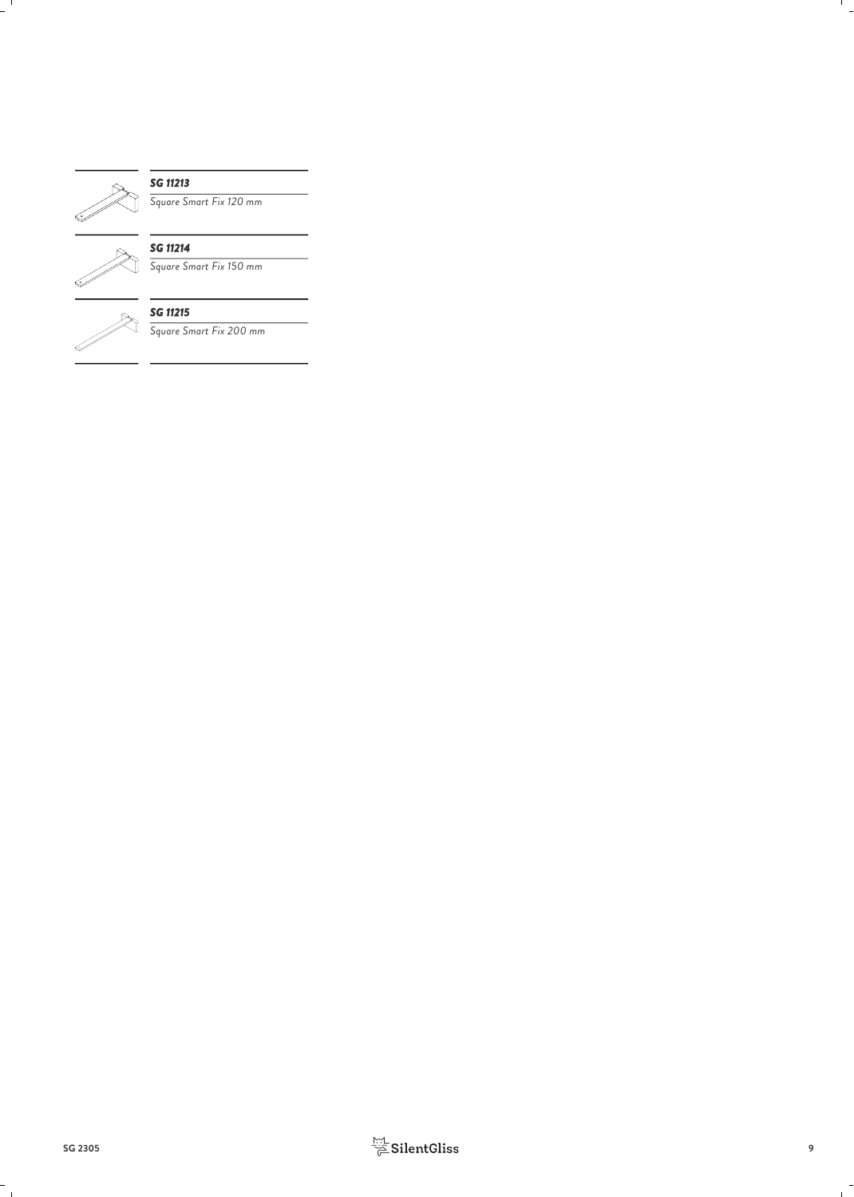***SG 11213***

*Square Smart Fix 120 mm*

***SG 11214***

*Square Smart Fix 150 mm*

***SG 11215***

*Square Smart Fix 200 mm*